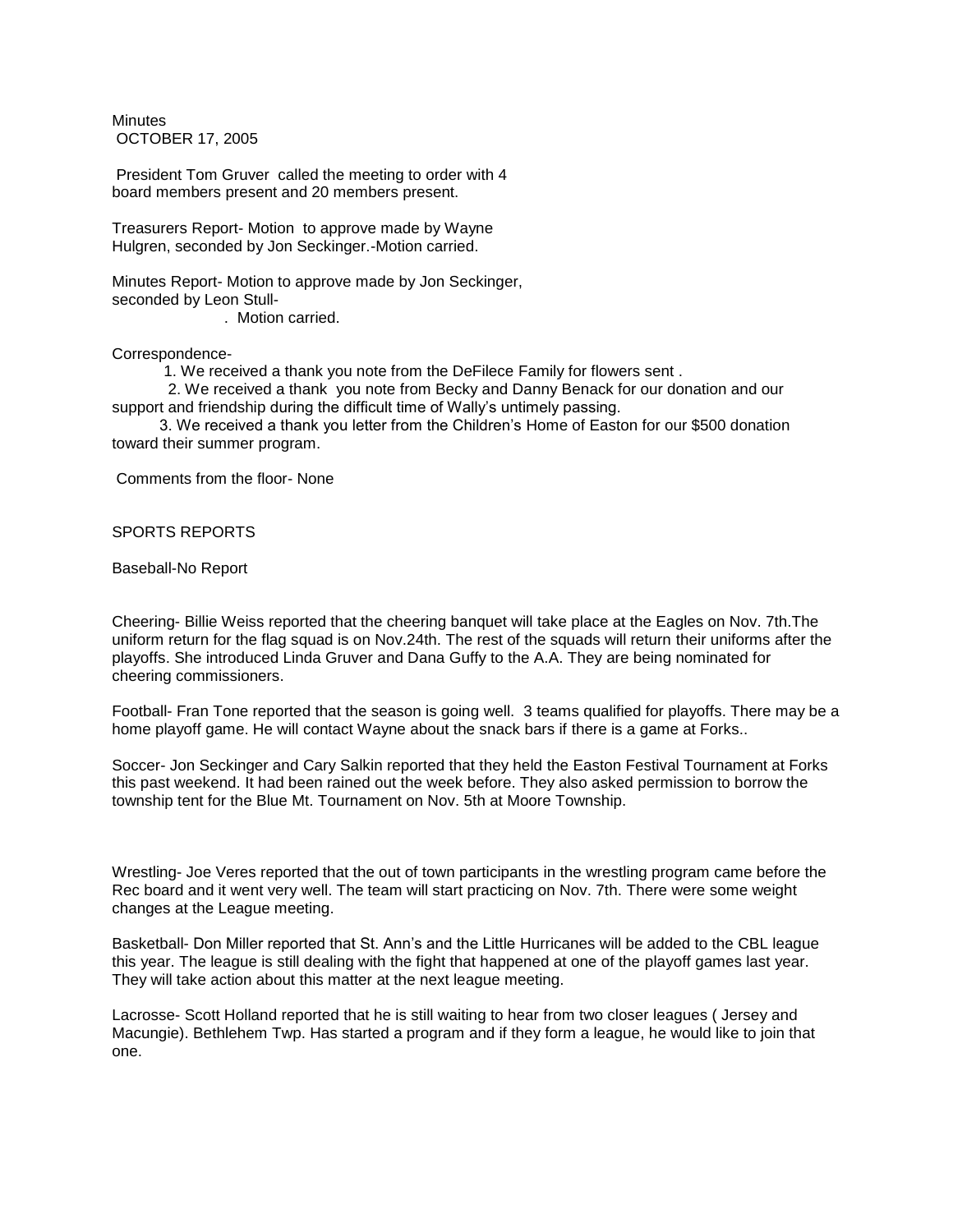Minutes
OCTOBER 17, 2005

President Tom Gruver called the meeting to order with 4 board members present and 20 members present.

Treasurers Report- Motion to approve made by Wayne Hulgren, seconded by Jon Seckinger.-Motion carried.

Minutes Report- Motion to approve made by Jon Seckinger, seconded by Leon Stull-
. Motion carried.

Correspondence-

1. We received a thank you note from the DeFilece Family for flowers sent .
2. We received a thank you note from Becky and Danny Benack for our donation and our support and friendship during the difficult time of Wally's untimely passing.
3. We received a thank you letter from the Children's Home of Easton for our $500 donation toward their summer program.

Comments from the floor- None

SPORTS REPORTS

Baseball-No Report

Cheering- Billie Weiss reported that the cheering banquet will take place at the Eagles on Nov. 7th.The uniform return for the flag squad is on Nov.24th. The rest of the squads will return their uniforms after the playoffs. She introduced Linda Gruver and Dana Guffy to the A.A. They are being nominated for cheering commissioners.

Football- Fran Tone reported that the season is going well. 3 teams qualified for playoffs. There may be a home playoff game. He will contact Wayne about the snack bars if there is a game at Forks..

Soccer- Jon Seckinger and Cary Salkin reported that they held the Easton Festival Tournament at Forks this past weekend. It had been rained out the week before. They also asked permission to borrow the township tent for the Blue Mt. Tournament on Nov. 5th at Moore Township.

Wrestling- Joe Veres reported that the out of town participants in the wrestling program came before the Rec board and it went very well. The team will start practicing on Nov. 7th. There were some weight changes at the League meeting.

Basketball- Don Miller reported that St. Ann's and the Little Hurricanes will be added to the CBL league this year. The league is still dealing with the fight that happened at one of the playoff games last year. They will take action about this matter at the next league meeting.

Lacrosse- Scott Holland reported that he is still waiting to hear from two closer leagues ( Jersey and Macungie). Bethlehem Twp. Has started a program and if they form a league, he would like to join that one.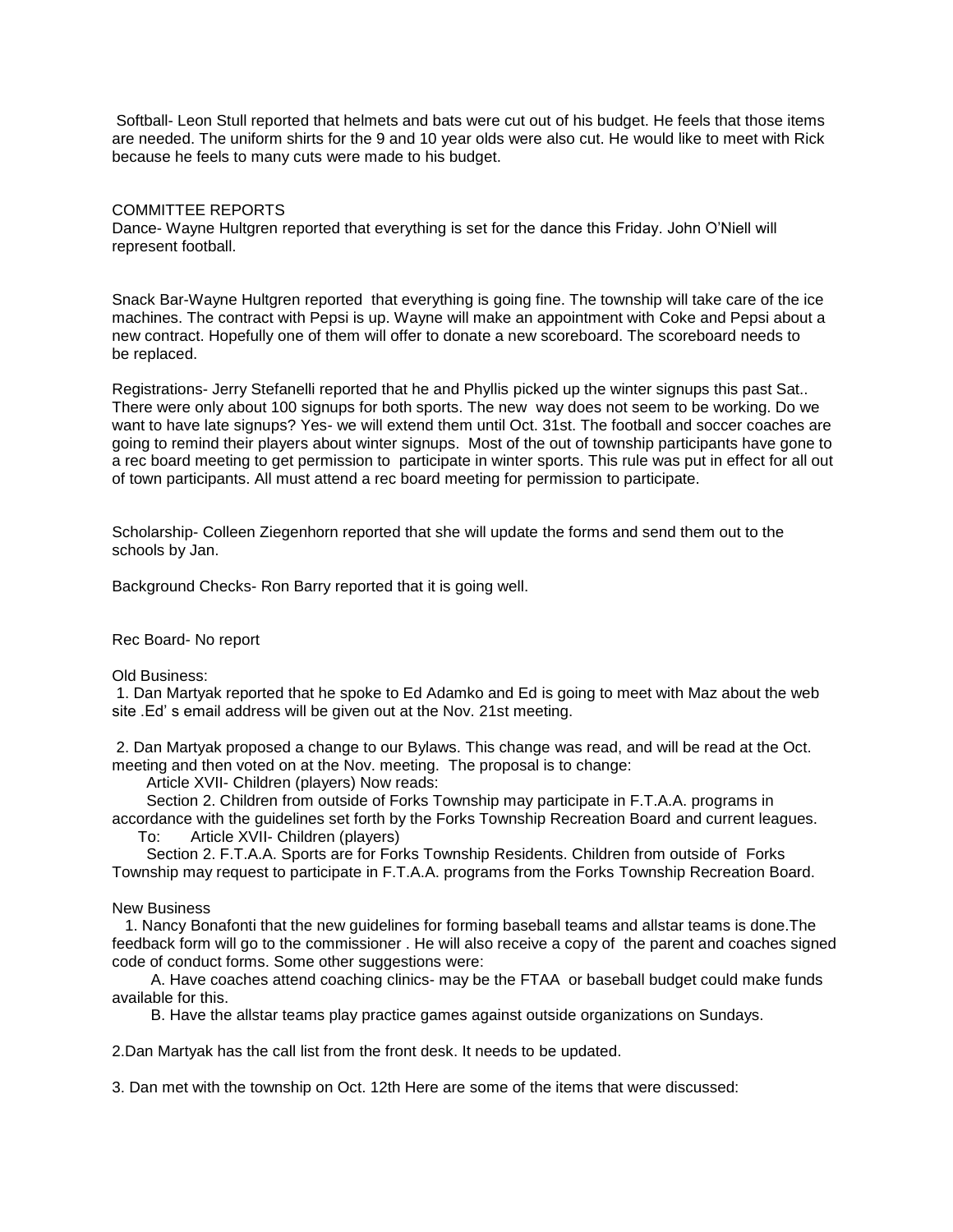Softball- Leon Stull reported that helmets and bats were cut out of his budget. He feels that those items are needed. The uniform shirts for the 9 and 10 year olds were also cut. He would like to meet with Rick because he feels to many cuts were made to his budget.

COMMITTEE REPORTS

Dance- Wayne Hultgren reported that everything is set for the dance this Friday. John O'Niell will represent football.

Snack Bar-Wayne Hultgren reported that everything is going fine. The township will take care of the ice machines. The contract with Pepsi is up. Wayne will make an appointment with Coke and Pepsi about a new contract. Hopefully one of them will offer to donate a new scoreboard. The scoreboard needs to be replaced.

Registrations- Jerry Stefanelli reported that he and Phyllis picked up the winter signups this past Sat.. There were only about 100 signups for both sports. The new way does not seem to be working. Do we want to have late signups? Yes- we will extend them until Oct. 31st. The football and soccer coaches are going to remind their players about winter signups. Most of the out of township participants have gone to a rec board meeting to get permission to participate in winter sports. This rule was put in effect for all out of town participants. All must attend a rec board meeting for permission to participate.

Scholarship- Colleen Ziegenhorn reported that she will update the forms and send them out to the schools by Jan.

Background Checks- Ron Barry reported that it is going well.

Rec Board- No report

Old Business:

1. Dan Martyak reported that he spoke to Ed Adamko and Ed is going to meet with Maz about the web site .Ed' s email address will be given out at the Nov. 21st meeting.

2. Dan Martyak proposed a change to our Bylaws. This change was read, and will be read at the Oct. meeting and then voted on at the Nov. meeting. The proposal is to change:

Article XVII- Children (players) Now reads:

Section 2. Children from outside of Forks Township may participate in F.T.A.A. programs in accordance with the guidelines set forth by the Forks Township Recreation Board and current leagues.

To: Article XVII- Children (players)

Section 2. F.T.A.A. Sports are for Forks Township Residents. Children from outside of Forks Township may request to participate in F.T.A.A. programs from the Forks Township Recreation Board.

New Business

1. Nancy Bonafonti that the new guidelines for forming baseball teams and allstar teams is done.The feedback form will go to the commissioner . He will also receive a copy of the parent and coaches signed code of conduct forms. Some other suggestions were:

A. Have coaches attend coaching clinics- may be the FTAA or baseball budget could make funds available for this.

B. Have the allstar teams play practice games against outside organizations on Sundays.

2.Dan Martyak has the call list from the front desk. It needs to be updated.

3. Dan met with the township on Oct. 12th Here are some of the items that were discussed: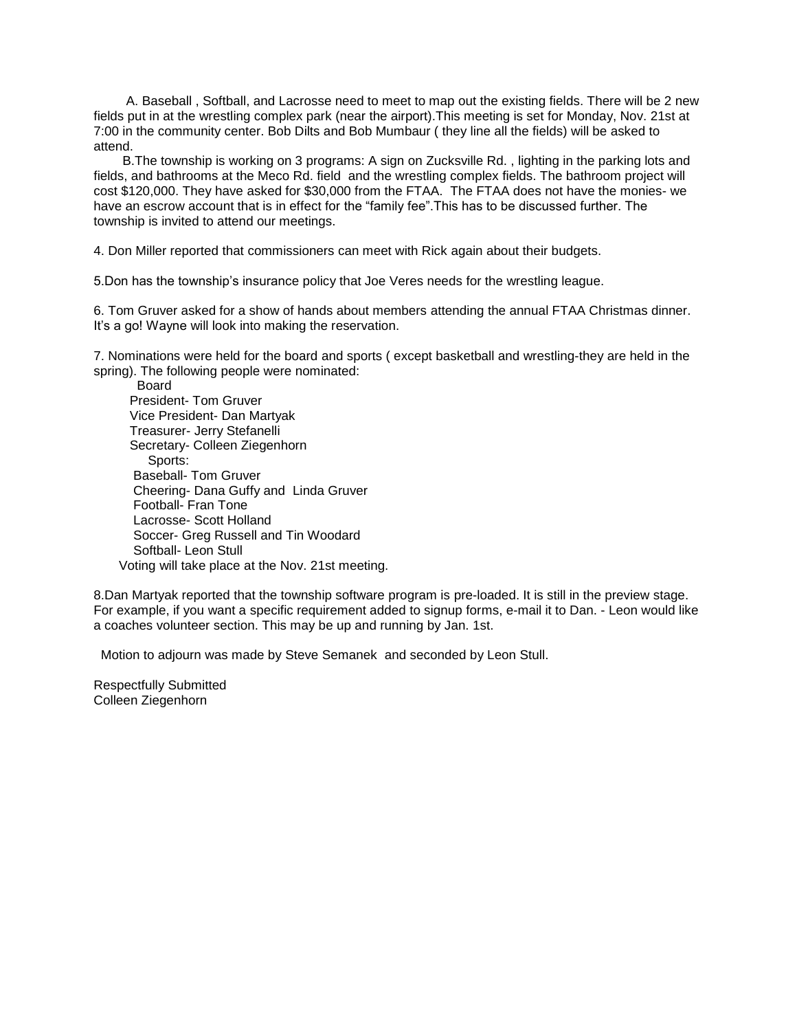A. Baseball , Softball, and Lacrosse need to meet to map out the existing fields. There will be 2 new fields put in at the wrestling complex park (near the airport).This meeting is set for Monday, Nov. 21st at 7:00 in the community center. Bob Dilts and Bob Mumbaur ( they line all the fields) will be asked to attend.

B.The township is working on 3 programs: A sign on Zucksville Rd. , lighting in the parking lots and fields, and bathrooms at the Meco Rd. field and the wrestling complex fields. The bathroom project will cost $120,000. They have asked for $30,000 from the FTAA. The FTAA does not have the monies- we have an escrow account that is in effect for the "family fee".This has to be discussed further. The township is invited to attend our meetings.

4. Don Miller reported that commissioners can meet with Rick again about their budgets.

5.Don has the township's insurance policy that Joe Veres needs for the wrestling league.

6. Tom Gruver asked for a show of hands about members attending the annual FTAA Christmas dinner. It's a go! Wayne will look into making the reservation.

7. Nominations were held for the board and sports ( except basketball and wrestling-they are held in the spring). The following people were nominated:

Board
President- Tom Gruver
Vice President- Dan Martyak
Treasurer- Jerry Stefanelli
Secretary- Colleen Ziegenhorn

Sports:
Baseball- Tom Gruver
Cheering- Dana Guffy and Linda Gruver
Football- Fran Tone
Lacrosse- Scott Holland
Soccer- Greg Russell and Tin Woodard
Softball- Leon Stull

Voting will take place at the Nov. 21st meeting.

8.Dan Martyak reported that the township software program is pre-loaded. It is still in the preview stage. For example, if you want a specific requirement added to signup forms, e-mail it to Dan. - Leon would like a coaches volunteer section. This may be up and running by Jan. 1st.

Motion to adjourn was made by Steve Semanek and seconded by Leon Stull.

Respectfully Submitted
Colleen Ziegenhorn